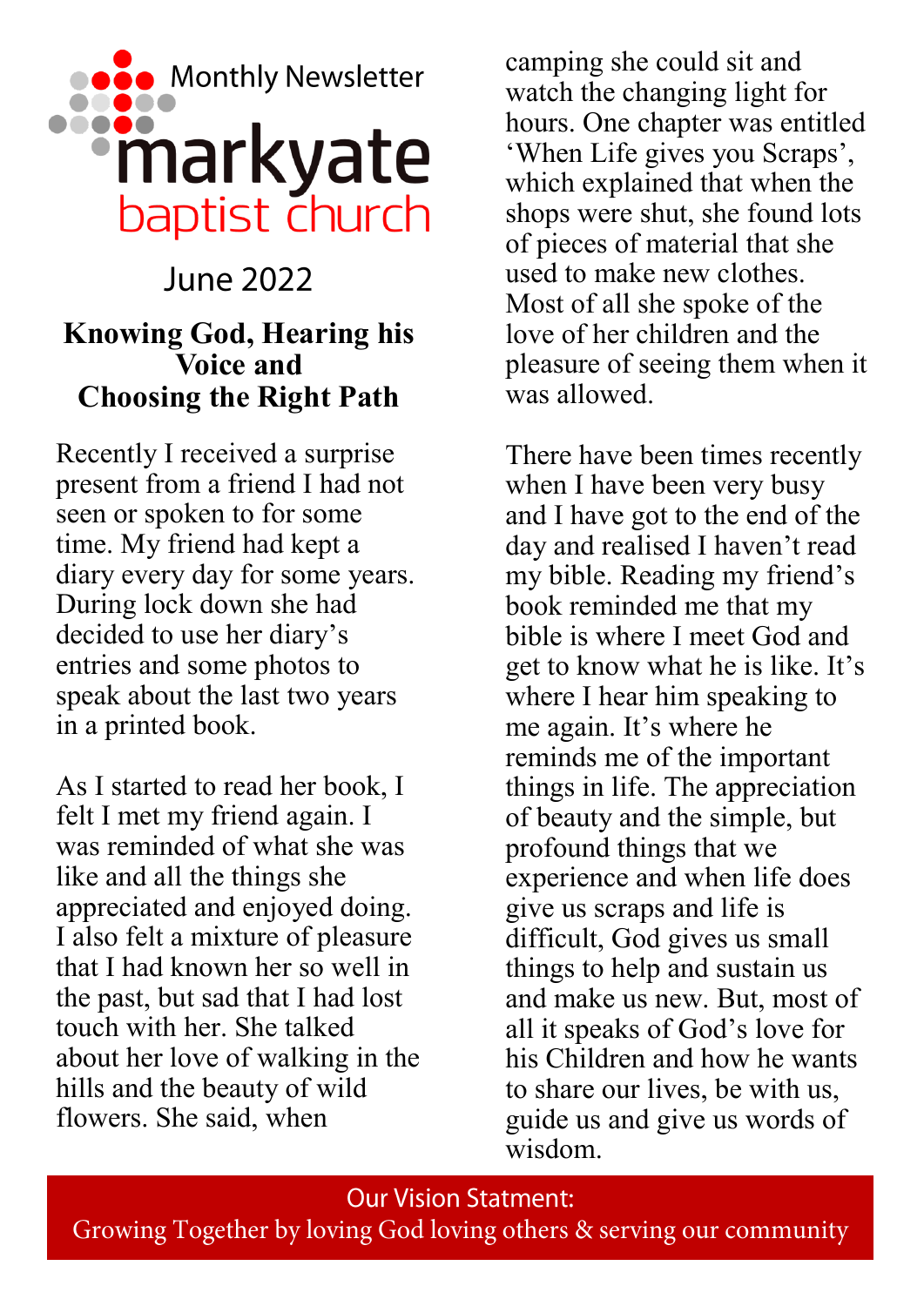Monthly Newsletter

# markyate baptist church

June 2022

## Knowing God, Hearing his Voice and Choosing the Right Path

Recently I received a surprise present from a friend I had not seen or spoken to for some time. My friend had kept a diary every day for some years. During lock down she had decided to use her diary's entries and some photos to speak about the last two years in a printed book.

As I started to read her book, I felt I met my friend again. I was reminded of what she was like and all the things she appreciated and enjoyed doing. I also felt a mixture of pleasure that I had known her so well in the past, but sad that I had lost touch with her. She talked about her love of walking in the hills and the beauty of wild flowers. She said, when camping she could sit and watch the changing light for hours. One chapter was entitled 'When Life gives you Scraps', which explained that when the shops were shut, she found lots of pieces of material that she used to make new clothes. Most of all she spoke of the love of her children and the pleasure of seeing them when it was allowed.

There have been times recently when I have been very busy and I have got to the end of the day and realised I haven't read my bible. Reading my friend's book reminded me that my bible is where I meet God and get to know what he is like. It's where I hear him speaking to me again. It's where he reminds me of the important things in life. The appreciation of beauty and the simple, but profound things that we experience and when life does give us scraps and life is difficult, God gives us small things to help and sustain us and make us new. But, most of all it speaks of God's love for his Children and how he wants to share our lives, be with us, guide us and give us words of wisdom.

Our Vision Statment:
Growing Together by loving God loving others & serving our community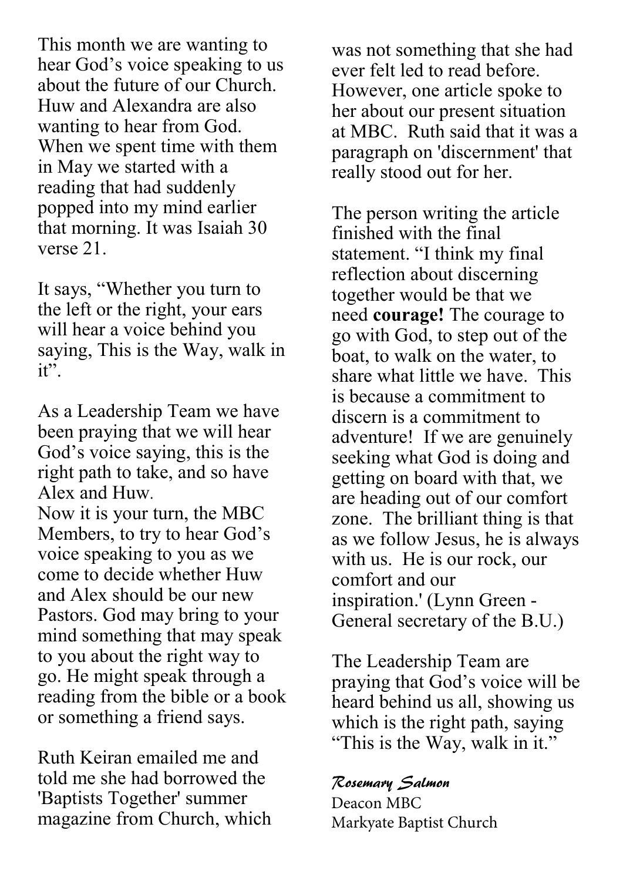This month we are wanting to hear God's voice speaking to us about the future of our Church. Huw and Alexandra are also wanting to hear from God. When we spent time with them in May we started with a reading that had suddenly popped into my mind earlier that morning. It was Isaiah 30 verse 21.

It says, "Whether you turn to the left or the right, your ears will hear a voice behind you saying, This is the Way, walk in it".

As a Leadership Team we have been praying that we will hear God's voice saying, this is the right path to take, and so have Alex and Huw.
Now it is your turn, the MBC Members, to try to hear God's voice speaking to you as we come to decide whether Huw and Alex should be our new Pastors. God may bring to your mind something that may speak to you about the right way to go. He might speak through a reading from the bible or a book or something a friend says.

Ruth Keiran emailed me and told me she had borrowed the 'Baptists Together' summer magazine from Church, which was not something that she had ever felt led to read before. However, one article spoke to her about our present situation at MBC. Ruth said that it was a paragraph on 'discernment' that really stood out for her.

The person writing the article finished with the final statement. "I think my final reflection about discerning together would be that we need **courage!** The courage to go with God, to step out of the boat, to walk on the water, to share what little we have. This is because a commitment to discern is a commitment to adventure! If we are genuinely seeking what God is doing and getting on board with that, we are heading out of our comfort zone. The brilliant thing is that as we follow Jesus, he is always with us. He is our rock, our comfort and our inspiration.' (Lynn Green - General secretary of the B.U.)

The Leadership Team are praying that God's voice will be heard behind us all, showing us which is the right path, saying "This is the Way, walk in it."

*Rosemary Salmon*
Deacon MBC
Markyate Baptist Church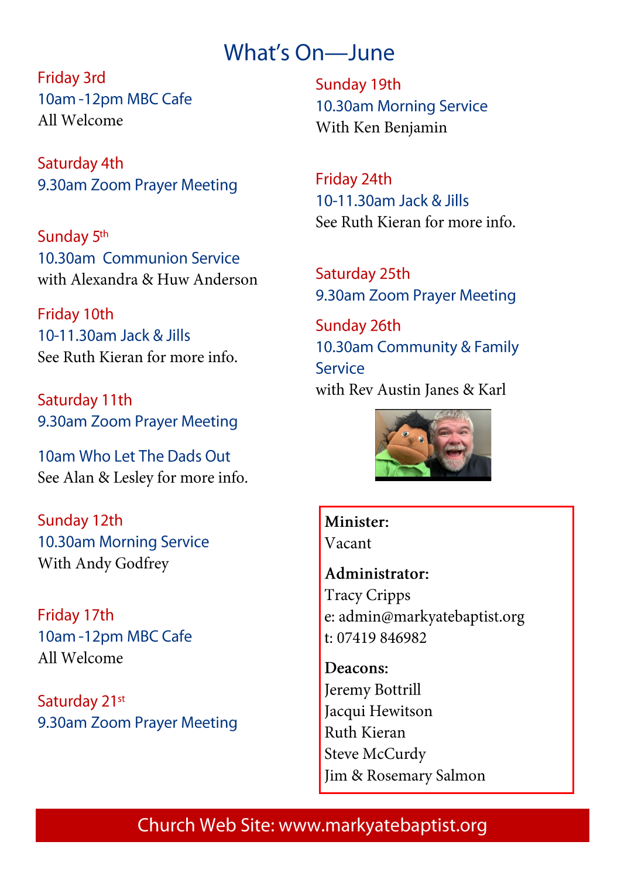# What's On—June

**Friday 3rd**
10am -12pm MBC Cafe
All Welcome

**Saturday 4th**
9.30am Zoom Prayer Meeting

**Sunday 5th**
10.30am Communion Service
with Alexandra & Huw Anderson

**Friday 10th**
10-11.30am Jack & Jills
See Ruth Kieran for more info.

**Saturday 11th**
9.30am Zoom Prayer Meeting

10am Who Let The Dads Out
See Alan & Lesley for more info.

**Sunday 12th**
10.30am Morning Service
With Andy Godfrey

**Friday 17th**
10am -12pm MBC Cafe
All Welcome

**Saturday 21st**
9.30am Zoom Prayer Meeting

**Sunday 19th**
10.30am Morning Service
With Ken Benjamin

**Friday 24th**
10-11.30am Jack & Jills
See Ruth Kieran for more info.

**Saturday 25th**
9.30am Zoom Prayer Meeting

**Sunday 26th**
10.30am Community & Family Service
with Rev Austin Janes & Karl

**Minister:**
Vacant

**Administrator:**
Tracy Cripps
e: admin@markyatebaptist.org
t: 07419 846982

**Deacons:**
Jeremy Bottrill
Jacqui Hewitson
Ruth Kieran
Steve McCurdy
Jim & Rosemary Salmon

Church Web Site: www.markyatebaptist.org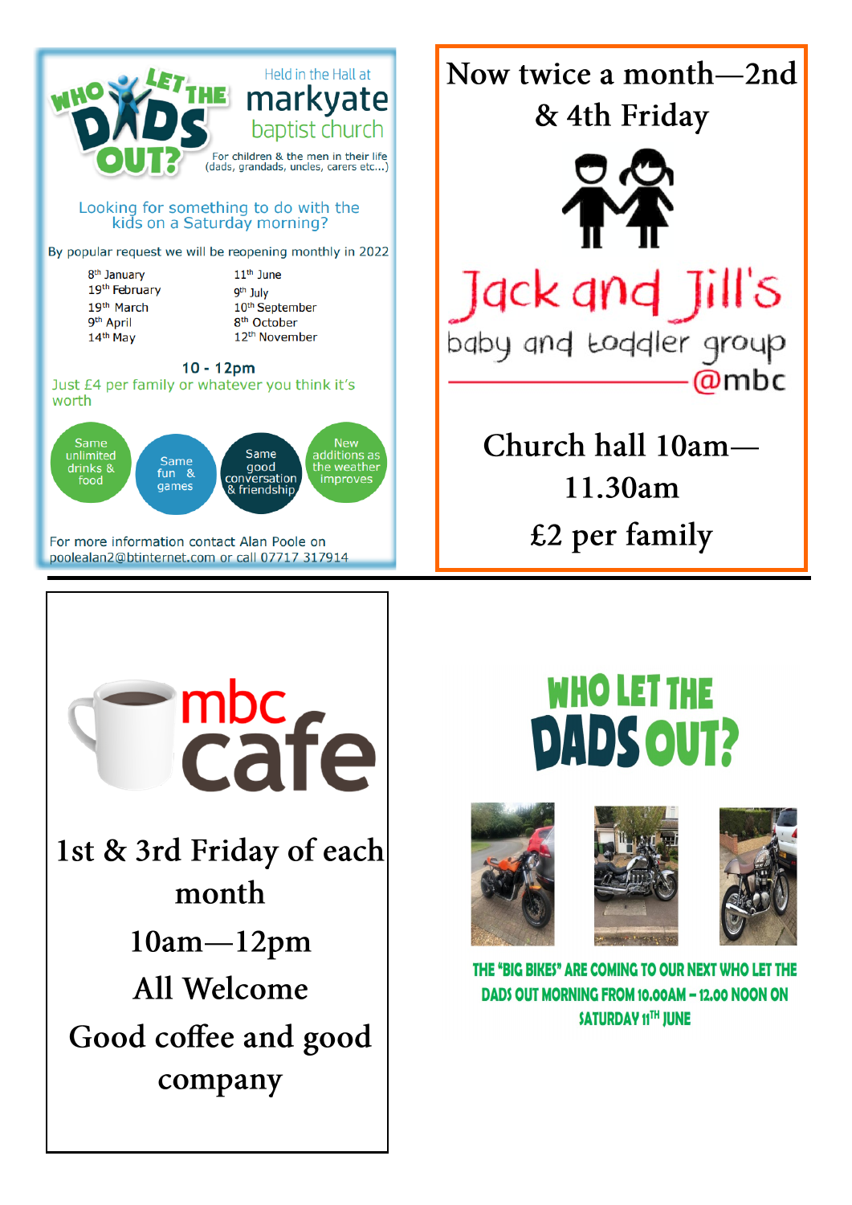## Who Let The Dads Out?

Held in the Hall at **markyate baptist church**

For children & the men in their life (dads, grandads, uncles, carers etc...)

Looking for something to do with the kids on a Saturday morning?

By popular request we will be reopening monthly in 2022

- 8th January
- 19th February
- 19th March
- 9th April
- 14th May
- 11th June
- 9th July
- 10th September
- 8th October
- 12th November

**10 - 12pm**

Just £4 per family or whatever you think it's worth

- Same unlimited drinks & food
- Same fun & games
- Same good conversation & friendship
- New additions as the weather improves

For more information contact Alan Poole on poolealan2@btinternet.com or call 07717 317914

---

## Now twice a month—2nd & 4th Friday

## Jack and Jill's

baby and toddler group @mbc

Church hall 10am—11.30am

£2 per family

---

## mbc cafe

1st & 3rd Friday of each month

10am—12pm

All Welcome

Good coffee and good company

---

## WHO LET THE DADS OUT?

THE "BIG BIKES" ARE COMING TO OUR NEXT WHO LET THE DADS OUT MORNING FROM 10.00AM – 12.00 NOON ON SATURDAY 11TH JUNE